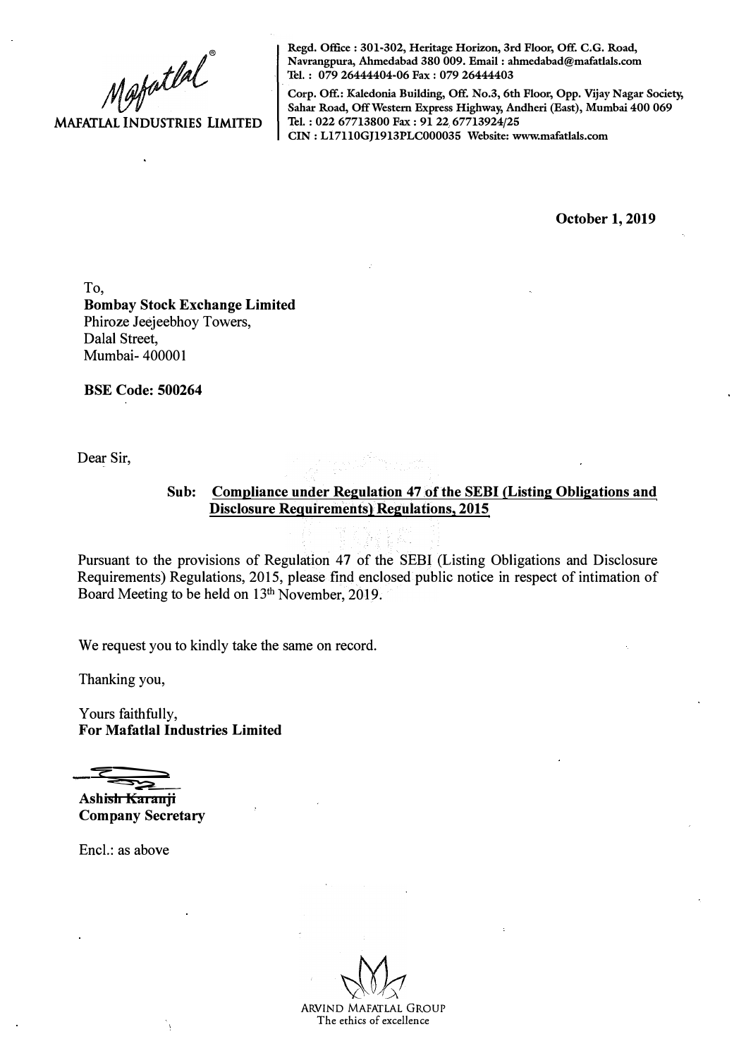Mafatlal®

**MAFATLAL INDUSTRIES LIMITED**

**Regd. Office : 301-302, Heritage Horizon, 3rd Floor, Off. C.G. Road, Navrangpura, Ahmedabad 380 009. Email : ahmedabad@mafatlals.com**
**Tel. : 079 26444404-06 Fax : 079 26444403**

**Corp. Off.: Kaledonia Building, Off. No.3, 6th Floor, Opp. Vijay Nagar Society, Sahar Road, Off Western Express Highway, Andheri (East), Mumbai 400 069**
**Tel. : 022 67713800 Fax : 91 22 67713924/25**
**CIN : L17110GJ1913PLC000035 Website: www.mafatlals.com**

**October 1, 2019**

To,
**Bombay Stock Exchange Limited**
Phiroze Jeejeebhoy Towers,
Dalal Street,
Mumbai- 400001

**BSE Code: 500264**

Dear Sir,

**Sub: Compliance under Regulation 47 of the SEBI (Listing Obligations and Disclosure Requirements) Regulations, 2015**

Pursuant to the provisions of Regulation 47 of the SEBI (Listing Obligations and Disclosure Requirements) Regulations, 2015, please find enclosed public notice in respect of intimation of Board Meeting to be held on 13th November, 2019.

We request you to kindly take the same on record.

Thanking you,

Yours faithfully,
**For Mafatlal Industries Limited**

**Ashish Karanji**
**Company Secretary**

Encl.: as above

ARVIND MAFATLAL GROUP
The ethics of excellence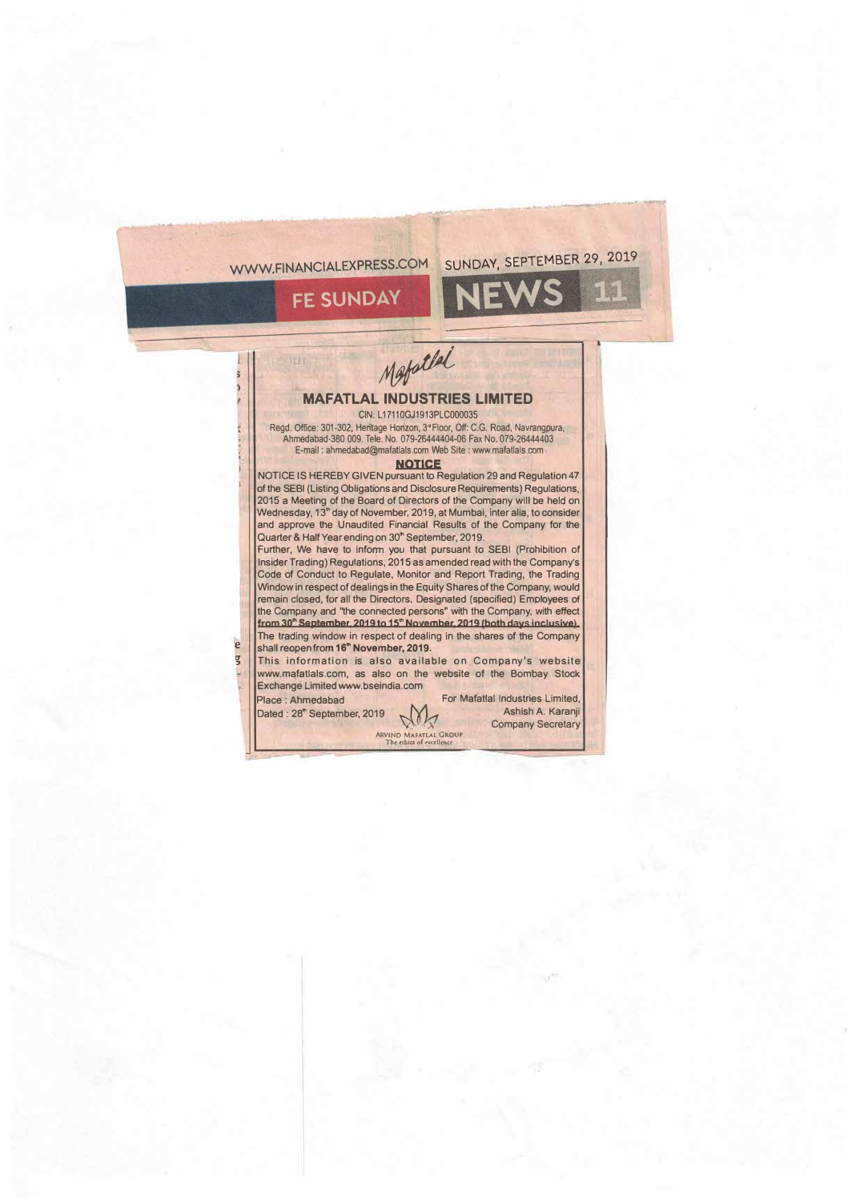WWW.FINANCIALEXPRESS.COM SUNDAY, SEPTEMBER 29, 2019

FE SUNDAY NEWS

Mafatlal

## MAFATLAL INDUSTRIES LIMITED

CIN: L17110GJ1913PLC000035

Regd. Office: 301-302, Heritage Horizon, 3rd Floor, Off: C.G. Road, Navrangpura, Ahmedabad-380 009. Tele. No. 079-26444404-06 Fax No. 079-26444403

E-mail : ahmedabad@mafatlals.com Web Site : www.mafatlals.com

### NOTICE

NOTICE IS HEREBY GIVEN pursuant to Regulation 29 and Regulation 47 of the SEBI (Listing Obligations and Disclosure Requirements) Regulations, 2015 a Meeting of the Board of Directors of the Company will be held on Wednesday, 13th day of November, 2019, at Mumbai, inter alia, to consider and approve the Unaudited Financial Results of the Company for the Quarter & Half Year ending on 30th September, 2019.

Further, We have to inform you that pursuant to SEBI (Prohibition of Insider Trading) Regulations, 2015 as amended read with the Company's Code of Conduct to Regulate, Monitor and Report Trading, the Trading Window in respect of dealings in the Equity Shares of the Company, would remain closed, for all the Directors, Designated (specified) Employees of the Company and "the connected persons" with the Company, with effect **from 30th September, 2019 to 15th November, 2019 (both days inclusive).**

The trading window in respect of dealing in the shares of the Company shall reopen from **16th November, 2019.**

This information is also available on Company's website www.mafatlals.com, as also on the website of the Bombay Stock Exchange Limited www.bseindia.com

Place : Ahmedabad

Dated : 28th September, 2019

For Mafatlal Industries Limited,

Ashish A. Karanji

Company Secretary

ARVIND MAFATLAL GROUP

The ethics of excellence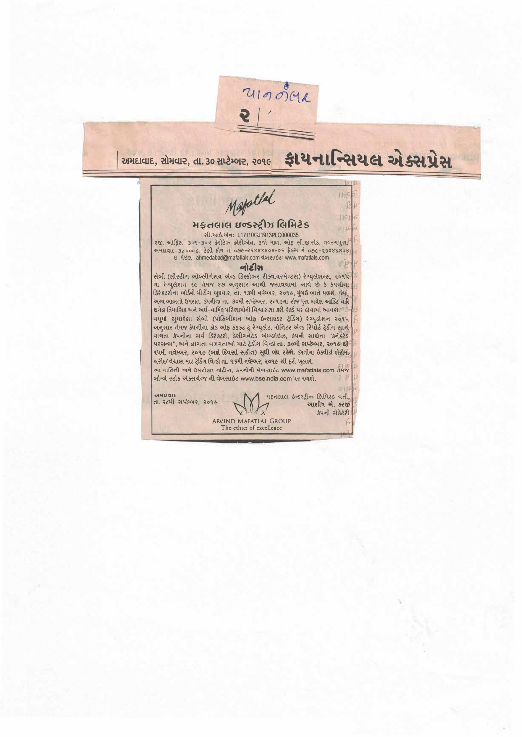અમદાવાદ, સોમવાર, તા. ૩૦ સપ્ટેમ્બર, ૨૦૧૯ ફાયનાન્સિયલ એક્સપ્રેસ

Mafatlal

## મફતલાલ ઇન્ડસ્ટ્રીઝ લિમિટેડ

સી.આઇ.એન: L17110GJ1913PLC000035

રજી. ઓફિસ: ૩૦૧-૩૦૨ હેરીટેઝ હોરીઝોન, ૩જો માળ, ઓફ સી.જી.રોડ, નવરંગપુરા, અમદાવાદ-૩૮૦૦૦૯. ટેલી ફોન નં ૦૭૯-૨૬૪૪૪૪૦૪-૦૬ ફેક્સ નં ૦૭૯-૨૬૪૪૪૪૦૩

ઇ-મેઇલ: ahmedabad@mafatlals.com વેબસાઇટ: www.mafatlals.com

### નોટીસ

સેબી (લીસ્ટીંગ ઓબ્લીગેશન એન્ડ ડિસ્કોઝર રીક્વાયરમેન્ટસ) રેગ્યુલેશન્સ, ૨૦૧૫ ના રેગ્યુલેશન ૨૯ તેમજ ૪૭ અનુસાર આથી જણાવવામાં આવે છે કે કંપનીના ડિરેક્ટરોના બોર્ડની મીટીંગ બુધવાર, તા. ૧૩મી નવેમ્બર, ૨૦૧૯, મુંબઇ ખાતે મળશે. જેમાં, અન્ય બાબતો ઉપરાંત, કંપનીના તા. ૩૦મી સપ્ટેમ્બર, ૨૦૧૯ના રોજ પુરા થયેલ ઓડિટ વહી થયેલ ત્રિમાસિક અને અર્ધ-વાર્ષિક પરિણામોની વિચારણા કરી રેકર્ડ પર લેવામાં આવશે.

વધુમાં સુધારેલા સેબી (પ્રોહિબીશન ઓફ ઇન્સાઇડર ટ્રેડિંગ) રેગ્યુલેશન ૨૦૧૫ અનુસાર તેમજ કંપનીના કોડ ઓફ કંડક્ટ ટુ રેગ્યુલેટ, મોનિટર એન્ડ રિપોર્ટ ટ્રેડીંગ સાથે વાંચતા કંપનીના સર્વ ડિરેક્ટરો, ડેસીગનેટેડ એમ્પ્લોઇઝ, કંપની સાથેના "કનેક્ટેડ પરસન્સ", અને લાગતા વળગતાઓ માટે ટ્રેડીંગ વિન્ડો **તા. ૩૦મી સપ્ટેમ્બર, ૨૦૧૯ થી ૧૫મી નવેમ્બર, ૨૦૧૯ (બન્ને દિવસો સહીત) સુધી બંધ રહેશે.** કંપનીના ઇક્વીટી શેરોમાં ખરીદ/ વેચાણ માટે ટ્રેડીંગ વિન્ડો **તા. ૧૬મી નવેમ્બર, ૨૦૧૯** થી ફરી ખુલશે.

આ માહિતી અને ઉપરોક્ત નોટીસ, કંપનીની વેબસાઇટ www.mafatlals.com તેમજ બોમ્બે સ્ટોક એક્સચેન્જ ની વેબસાઇટ www.bseindia.com પર મળશે.

અમદાવાદ
તા. ૨૮મી સપ્ટેમ્બર, ૨૦૧૯

મફતલાલ ઇન્ડસ્ટ્રીઝ લિમિટેડ વતી,
**આશીષ એ. કરંજી**
કંપની સેક્રેટરી

ARVIND MAFATLAL GROUP
The ethics of excellence